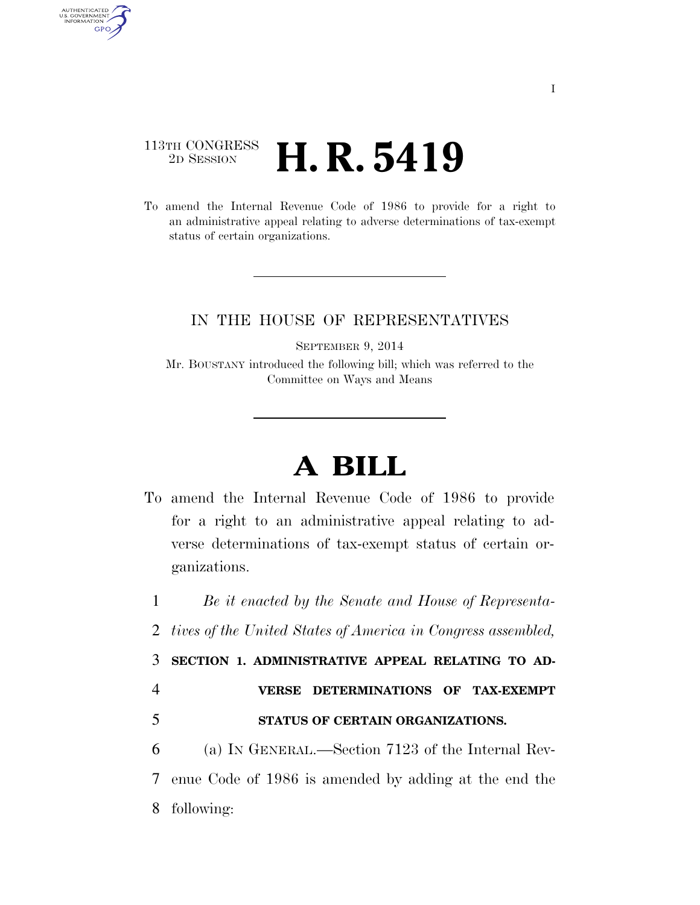113TH CONGRESS
2D SESSION

# H. R. 5419

To amend the Internal Revenue Code of 1986 to provide for a right to an administrative appeal relating to adverse determinations of tax-exempt status of certain organizations.

IN THE HOUSE OF REPRESENTATIVES

SEPTEMBER 9, 2014

Mr. BOUSTANY introduced the following bill; which was referred to the Committee on Ways and Means

# A BILL

To amend the Internal Revenue Code of 1986 to provide for a right to an administrative appeal relating to adverse determinations of tax-exempt status of certain organizations.

*Be it enacted by the Senate and House of Representatives of the United States of America in Congress assembled,*

**SECTION 1. ADMINISTRATIVE APPEAL RELATING TO ADVERSE DETERMINATIONS OF TAX-EXEMPT STATUS OF CERTAIN ORGANIZATIONS.**

(a) IN GENERAL.—Section 7123 of the Internal Revenue Code of 1986 is amended by adding at the end the following: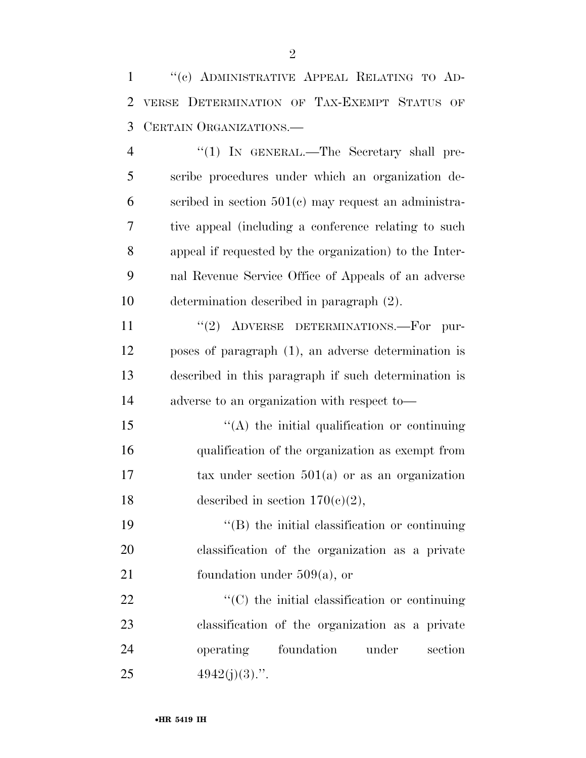"(c) ADMINISTRATIVE APPEAL RELATING TO ADVERSE DETERMINATION OF TAX-EXEMPT STATUS OF CERTAIN ORGANIZATIONS.—

"(1) IN GENERAL.—The Secretary shall prescribe procedures under which an organization described in section 501(c) may request an administrative appeal (including a conference relating to such appeal if requested by the organization) to the Internal Revenue Service Office of Appeals of an adverse determination described in paragraph (2).

"(2) ADVERSE DETERMINATIONS.—For purposes of paragraph (1), an adverse determination is described in this paragraph if such determination is adverse to an organization with respect to—

"(A) the initial qualification or continuing qualification of the organization as exempt from tax under section 501(a) or as an organization described in section 170(c)(2),

"(B) the initial classification or continuing classification of the organization as a private foundation under 509(a), or

"(C) the initial classification or continuing classification of the organization as a private operating foundation under section 4942(j)(3).".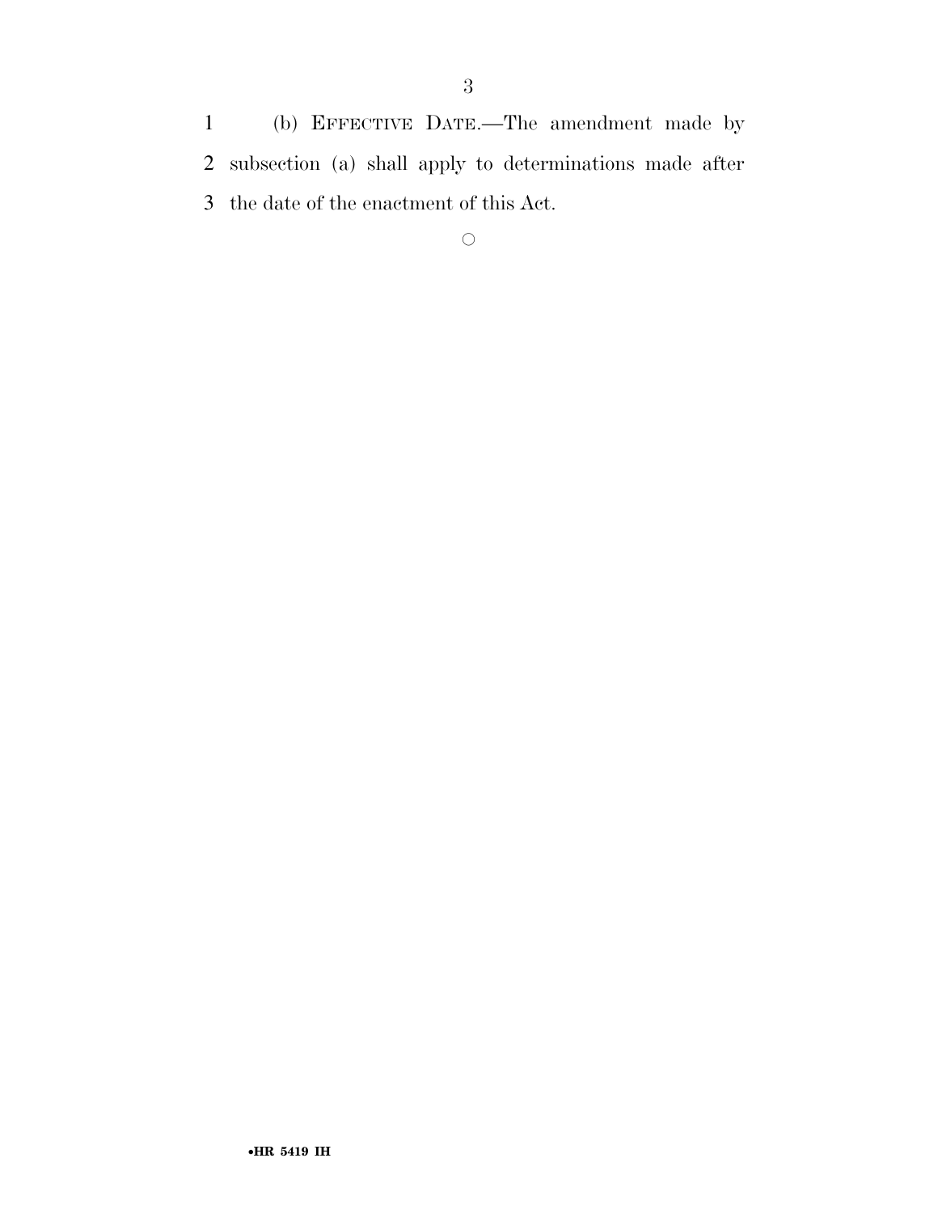(b) EFFECTIVE DATE.—The amendment made by subsection (a) shall apply to determinations made after the date of the enactment of this Act.